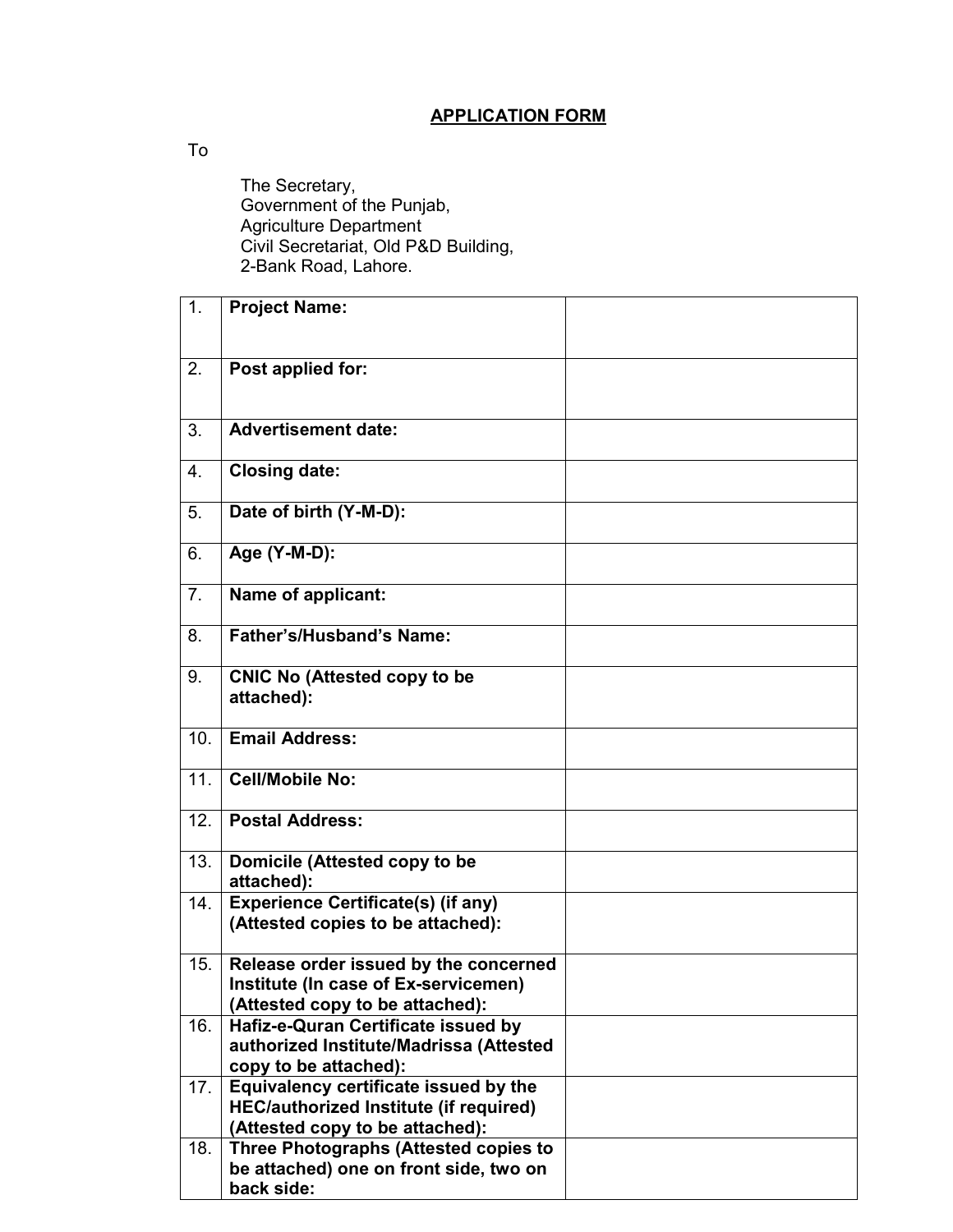# APPLICATION FORM

To

The Secretary,
Government of the Punjab,
Agriculture Department
Civil Secretariat, Old P&D Building,
2-Bank Road, Lahore.

| | | |
|---|---|---|
| 1. | **Project Name:** | |
| 2. | **Post applied for:** | |
| 3. | **Advertisement date:** | |
| 4. | **Closing date:** | |
| 5. | **Date of birth (Y-M-D):** | |
| 6. | **Age (Y-M-D):** | |
| 7. | **Name of applicant:** | |
| 8. | **Father's/Husband's Name:** | |
| 9. | **CNIC No (Attested copy to be attached):** | |
| 10. | **Email Address:** | |
| 11. | **Cell/Mobile No:** | |
| 12. | **Postal Address:** | |
| 13. | **Domicile (Attested copy to be attached):** | |
| 14. | **Experience Certificate(s) (if any) (Attested copies to be attached):** | |
| 15. | **Release order issued by the concerned Institute (In case of Ex-servicemen) (Attested copy to be attached):** | |
| 16. | **Hafiz-e-Quran Certificate issued by authorized Institute/Madrissa (Attested copy to be attached):** | |
| 17. | **Equivalency certificate issued by the HEC/authorized Institute (if required) (Attested copy to be attached):** | |
| 18. | **Three Photographs (Attested copies to be attached) one on front side, two on back side:** | |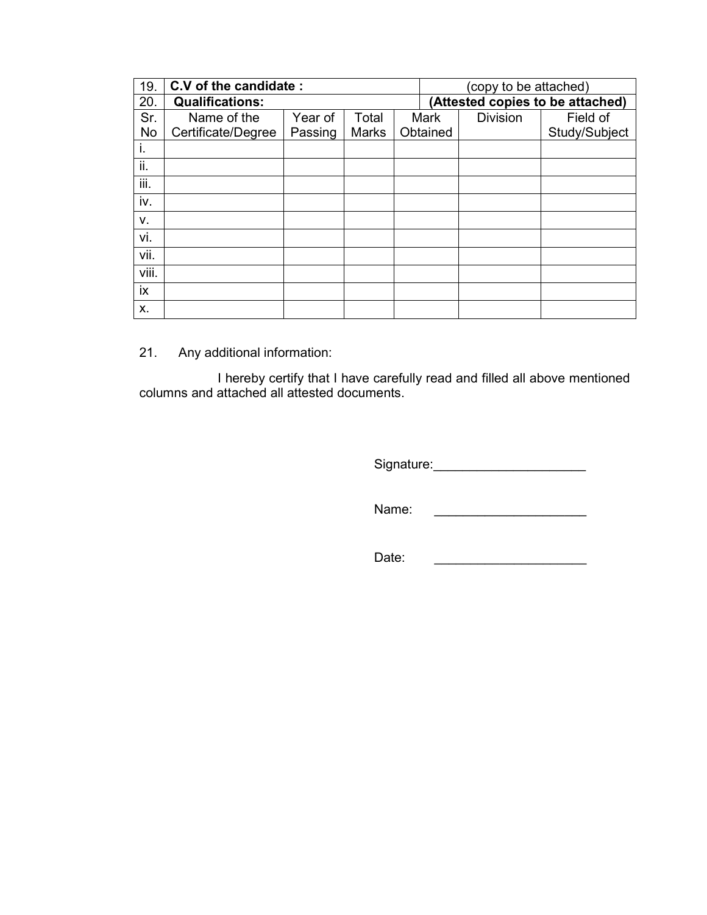| 19. | **C.V of the candidate :** | | | | (copy to be attached) | |
|---|---|---|---|---|---|---|
| 20. | **Qualifications:** | | | | **(Attested copies to be attached)** | |
| Sr. No | Name of the Certificate/Degree | Year of Passing | Total Marks | Mark Obtained | Division | Field of Study/Subject |
| i. | | | | | | |
| ii. | | | | | | |
| iii. | | | | | | |
| iv. | | | | | | |
| v. | | | | | | |
| vi. | | | | | | |
| vii. | | | | | | |
| viii. | | | | | | |
| ix | | | | | | |
| x. | | | | | | |

21. Any additional information:

I hereby certify that I have carefully read and filled all above mentioned columns and attached all attested documents.

Signature:_____________________

Name: _____________________

Date: _____________________